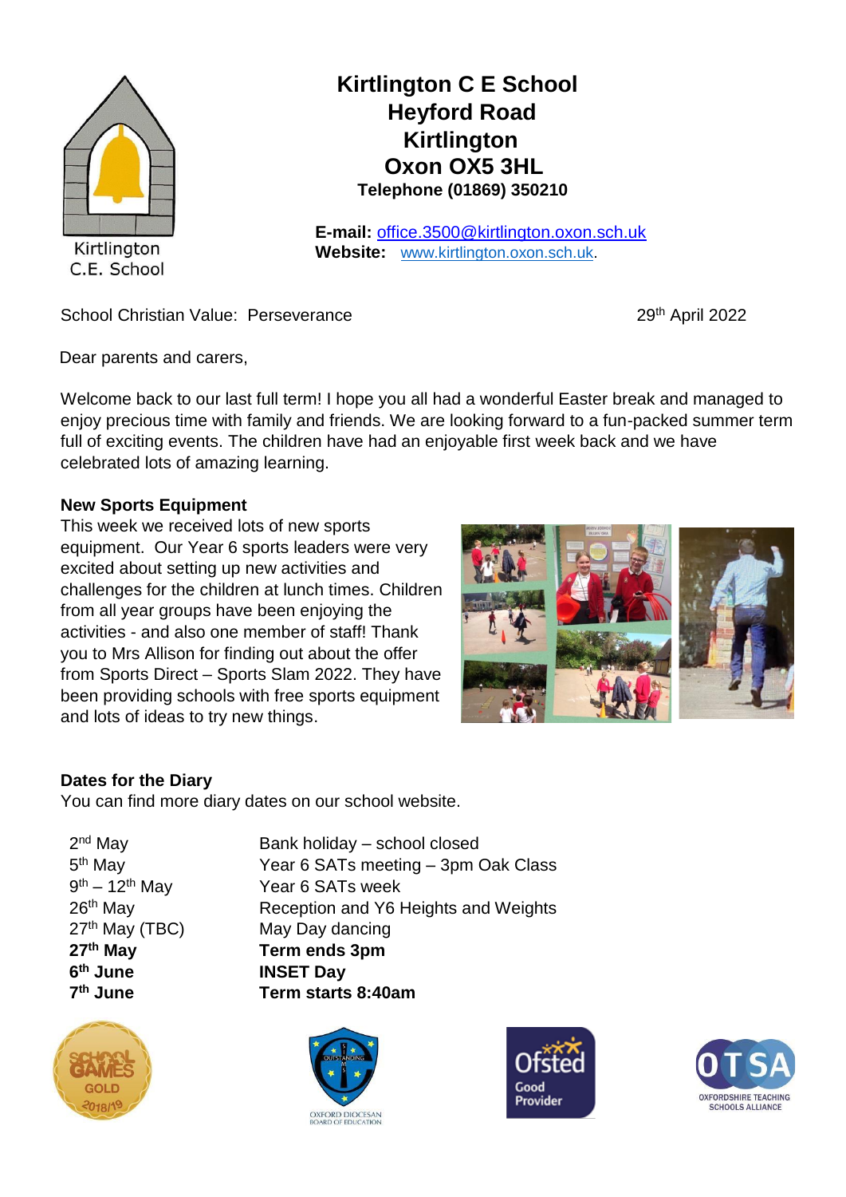# Kirtlington C E School
**Heyford Road**
**Kirtlington**
**Oxon OX5 3HL**
**Telephone (01869) 350210**

**E-mail:** office.3500@kirtlington.oxon.sch.uk
**Website:** www.kirtlington.oxon.sch.uk.

School Christian Value: Perseverance

29th April 2022

Dear parents and carers,

Welcome back to our last full term! I hope you all had a wonderful Easter break and managed to enjoy precious time with family and friends. We are looking forward to a fun-packed summer term full of exciting events. The children have had an enjoyable first week back and we have celebrated lots of amazing learning.

## New Sports Equipment

This week we received lots of new sports equipment. Our Year 6 sports leaders were very excited about setting up new activities and challenges for the children at lunch times. Children from all year groups have been enjoying the activities - and also one member of staff! Thank you to Mrs Allison for finding out about the offer from Sports Direct – Sports Slam 2022. They have been providing schools with free sports equipment and lots of ideas to try new things.

## Dates for the Diary

You can find more diary dates on our school website.

| | |
|---|---|
| 2nd May | Bank holiday – school closed |
| 5th May | Year 6 SATs meeting – 3pm Oak Class |
| 9th – 12th May | Year 6 SATs week |
| 26th May | Reception and Y6 Heights and Weights |
| 27th May (TBC) | May Day dancing |
| **27th May** | **Term ends 3pm** |
| **6th June** | **INSET Day** |
| **7th June** | **Term starts 8:40am** |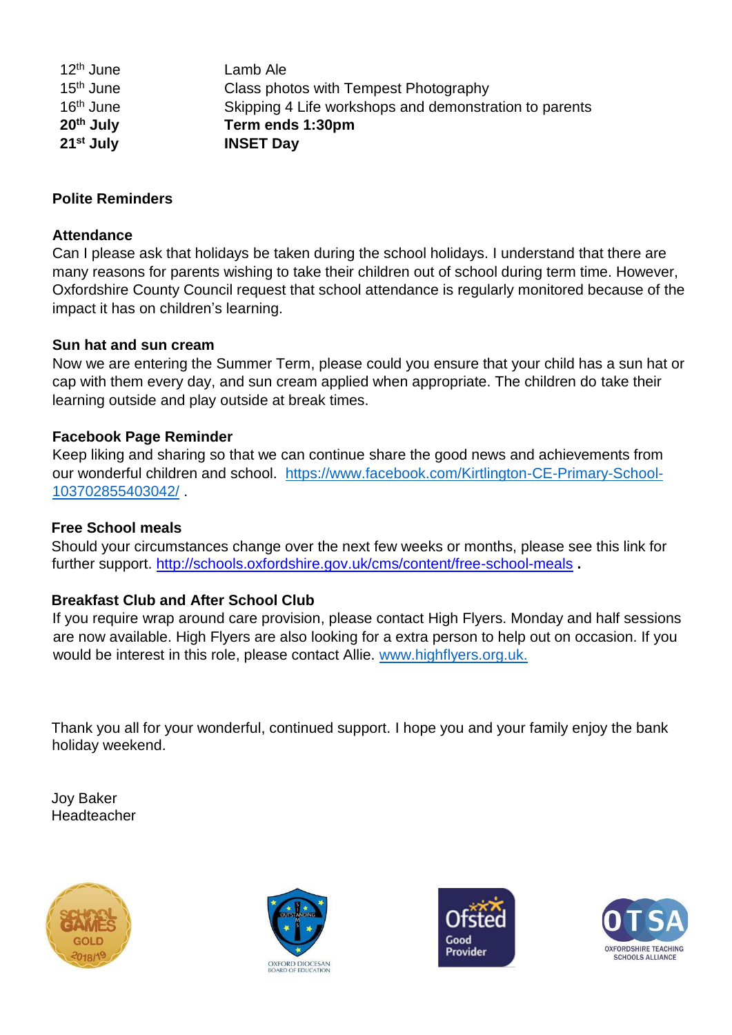| | |
|---|---|
| 12th June | Lamb Ale |
| 15th June | Class photos with Tempest Photography |
| 16th June | Skipping 4 Life workshops and demonstration to parents |
| **20th July** | **Term ends 1:30pm** |
| **21st July** | **INSET Day** |

**Polite Reminders**

**Attendance**
Can I please ask that holidays be taken during the school holidays. I understand that there are many reasons for parents wishing to take their children out of school during term time. However, Oxfordshire County Council request that school attendance is regularly monitored because of the impact it has on children's learning.

**Sun hat and sun cream**
Now we are entering the Summer Term, please could you ensure that your child has a sun hat or cap with them every day, and sun cream applied when appropriate. The children do take their learning outside and play outside at break times.

**Facebook Page Reminder**
Keep liking and sharing so that we can continue share the good news and achievements from our wonderful children and school. https://www.facebook.com/Kirtlington-CE-Primary-School-103702855403042/ .

**Free School meals**
Should your circumstances change over the next few weeks or months, please see this link for further support. http://schools.oxfordshire.gov.uk/cms/content/free-school-meals .

**Breakfast Club and After School Club**
If you require wrap around care provision, please contact High Flyers. Monday and half sessions are now available. High Flyers are also looking for a extra person to help out on occasion. If you would be interest in this role, please contact Allie. www.highflyers.org.uk.

Thank you all for your wonderful, continued support. I hope you and your family enjoy the bank holiday weekend.

Joy Baker
Headteacher

SCHOOL GAMES GOLD 2018/19

OUTSTANDING S I A M S
OXFORD DIOCESAN BOARD OF EDUCATION

Ofsted Good Provider

OTSA
OXFORDSHIRE TEACHING SCHOOLS ALLIANCE